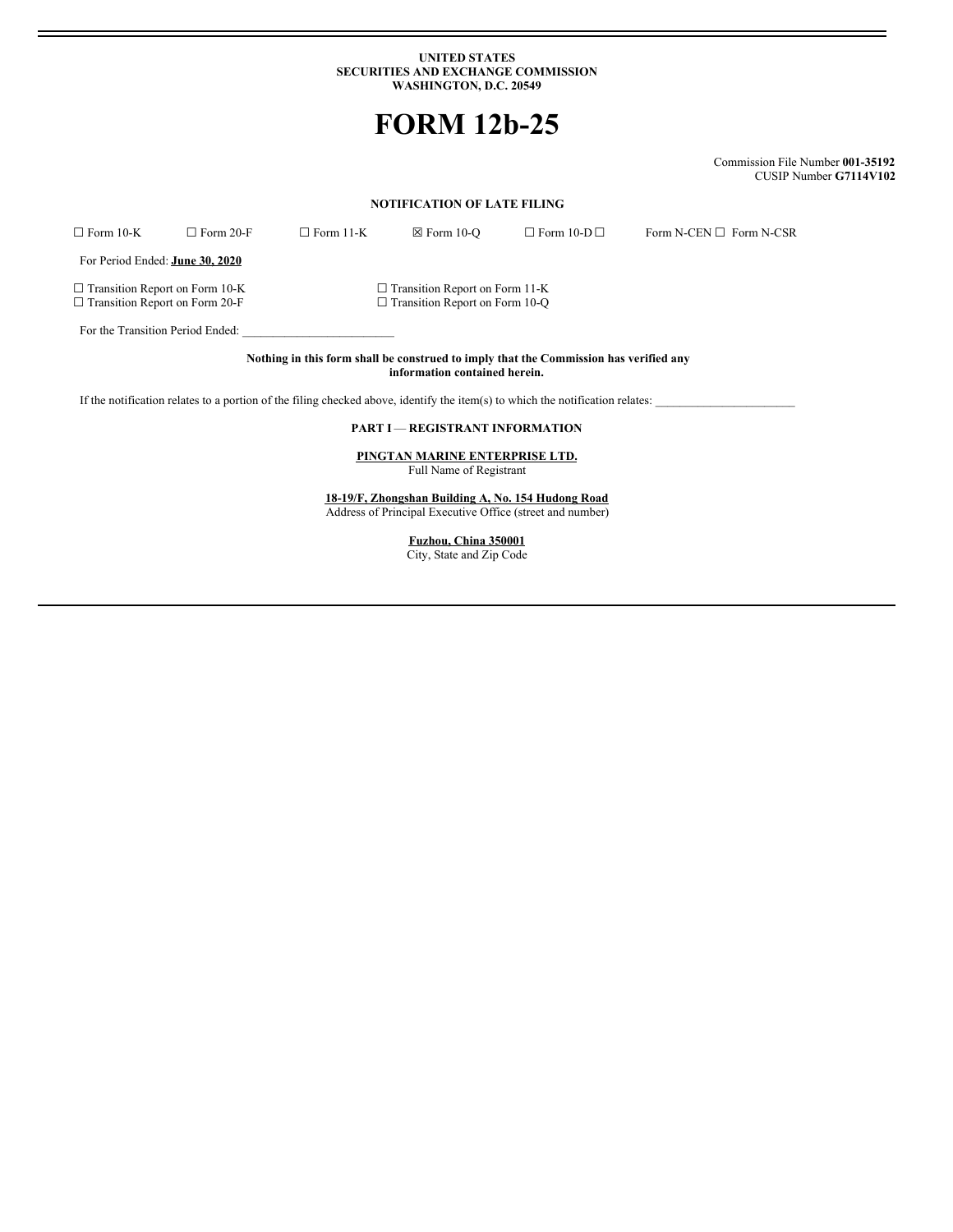**UNITED STATES**
**SECURITIES AND EXCHANGE COMMISSION**
**WASHINGTON, D.C. 20549**

# FORM 12b-25

Commission File Number **001-35192**
CUSIP Number **G7114V102**

**NOTIFICATION OF LATE FILING**

☐ Form 10-K ☐ Form 20-F ☐ Form 11-K ☒ Form 10-Q ☐ Form 10-D ☐ Form N-CEN ☐ Form N-CSR

For Period Ended: **June 30, 2020**

☐ Transition Report on Form 10-K
☐ Transition Report on Form 20-F
☐ Transition Report on Form 11-K
☐ Transition Report on Form 10-Q

For the Transition Period Ended: ________________________

**Nothing in this form shall be construed to imply that the Commission has verified any information contained herein.**

If the notification relates to a portion of the filing checked above, identify the item(s) to which the notification relates: ______________________

**PART I — REGISTRANT INFORMATION**

**PINGTAN MARINE ENTERPRISE LTD.**
Full Name of Registrant

**18-19/F, Zhongshan Building A, No. 154 Hudong Road**
Address of Principal Executive Office (street and number)

**Fuzhou, China 350001**
City, State and Zip Code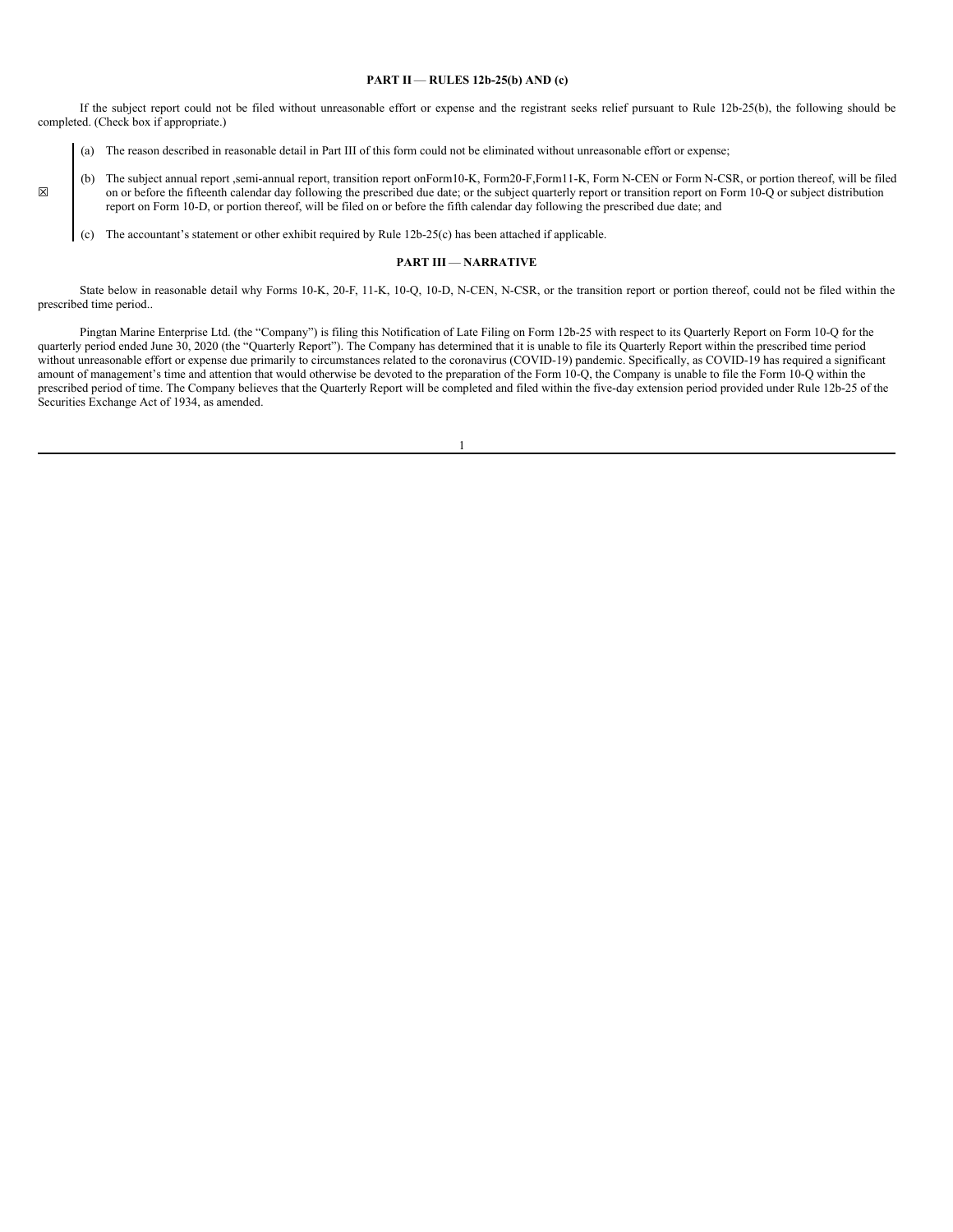**PART II — RULES 12b-25(b) AND (c)**

If the subject report could not be filed without unreasonable effort or expense and the registrant seeks relief pursuant to Rule 12b-25(b), the following should be completed. (Check box if appropriate.)

☒

(a) The reason described in reasonable detail in Part III of this form could not be eliminated without unreasonable effort or expense;

(b) The subject annual report ,semi-annual report, transition report onForm10-K, Form20-F,Form11-K, Form N-CEN or Form N-CSR, or portion thereof, will be filed on or before the fifteenth calendar day following the prescribed due date; or the subject quarterly report or transition report on Form 10-Q or subject distribution report on Form 10-D, or portion thereof, will be filed on or before the fifth calendar day following the prescribed due date; and

(c) The accountant's statement or other exhibit required by Rule 12b-25(c) has been attached if applicable.

**PART III — NARRATIVE**

State below in reasonable detail why Forms 10-K, 20-F, 11-K, 10-Q, 10-D, N-CEN, N-CSR, or the transition report or portion thereof, could not be filed within the prescribed time period..

Pingtan Marine Enterprise Ltd. (the "Company") is filing this Notification of Late Filing on Form 12b-25 with respect to its Quarterly Report on Form 10-Q for the quarterly period ended June 30, 2020 (the "Quarterly Report"). The Company has determined that it is unable to file its Quarterly Report within the prescribed time period without unreasonable effort or expense due primarily to circumstances related to the coronavirus (COVID-19) pandemic. Specifically, as COVID-19 has required a significant amount of management's time and attention that would otherwise be devoted to the preparation of the Form 10-Q, the Company is unable to file the Form 10-Q within the prescribed period of time. The Company believes that the Quarterly Report will be completed and filed within the five-day extension period provided under Rule 12b-25 of the Securities Exchange Act of 1934, as amended.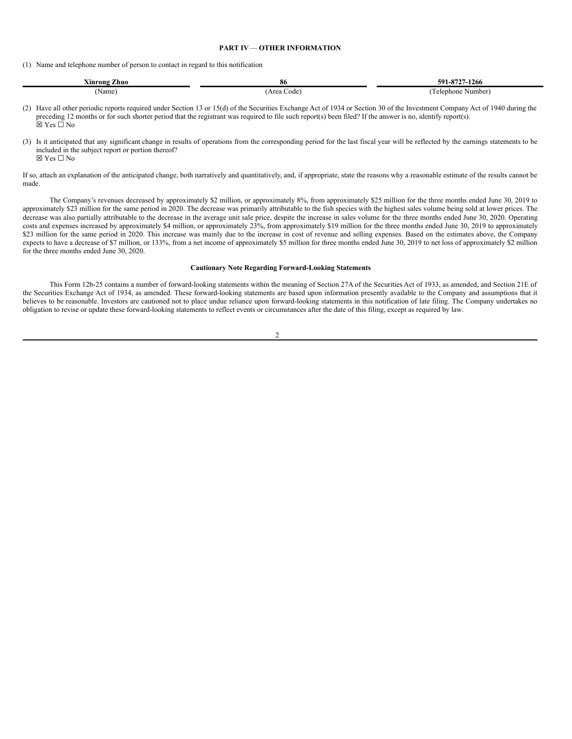## PART IV — OTHER INFORMATION

(1) Name and telephone number of person to contact in regard to this notification

| Xinrong Zhuo | 86 | 591-8727-1266 |
|---|---|---|
| (Name) | (Area Code) | (Telephone Number) |

(2) Have all other periodic reports required under Section 13 or 15(d) of the Securities Exchange Act of 1934 or Section 30 of the Investment Company Act of 1940 during the preceding 12 months or for such shorter period that the registrant was required to file such report(s) been filed? If the answer is no, identify report(s).
☒ Yes ☐ No

(3) Is it anticipated that any significant change in results of operations from the corresponding period for the last fiscal year will be reflected by the earnings statements to be included in the subject report or portion thereof?
☒ Yes ☐ No

If so, attach an explanation of the anticipated change, both narratively and quantitatively, and, if appropriate, state the reasons why a reasonable estimate of the results cannot be made.

The Company's revenues decreased by approximately $2 million, or approximately 8%, from approximately $25 million for the three months ended June 30, 2019 to approximately $23 million for the same period in 2020. The decrease was primarily attributable to the fish species with the highest sales volume being sold at lower prices. The decrease was also partially attributable to the decrease in the average unit sale price, despite the increase in sales volume for the three months ended June 30, 2020. Operating costs and expenses increased by approximately $4 million, or approximately 23%, from approximately $19 million for the three months ended June 30, 2019 to approximately $23 million for the same period in 2020. This increase was mainly due to the increase in cost of revenue and selling expenses. Based on the estimates above, the Company expects to have a decrease of $7 million, or 133%, from a net income of approximately $5 million for three months ended June 30, 2019 to net loss of approximately $2 million for the three months ended June 30, 2020.

### Cautionary Note Regarding Forward-Looking Statements

This Form 12b-25 contains a number of forward-looking statements within the meaning of Section 27A of the Securities Act of 1933, as amended, and Section 21E of the Securities Exchange Act of 1934, as amended. These forward-looking statements are based upon information presently available to the Company and assumptions that it believes to be reasonable. Investors are cautioned not to place undue reliance upon forward-looking statements in this notification of late filing. The Company undertakes no obligation to revise or update these forward-looking statements to reflect events or circumstances after the date of this filing, except as required by law.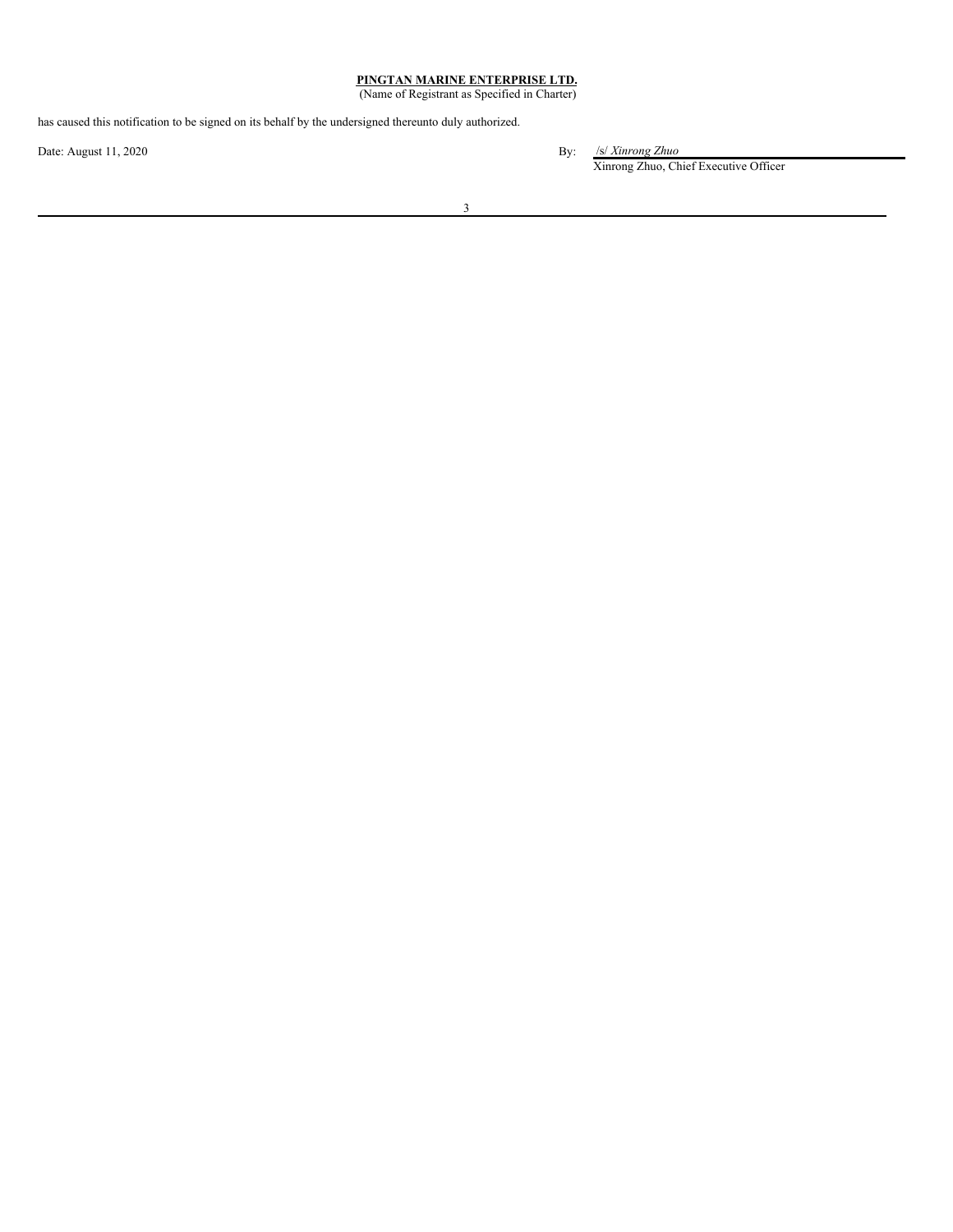**PINGTAN MARINE ENTERPRISE LTD.**

(Name of Registrant as Specified in Charter)

has caused this notification to be signed on its behalf by the undersigned thereunto duly authorized.

Date: August 11, 2020

By: /s/ *Xinrong Zhuo*

Xinrong Zhuo, Chief Executive Officer